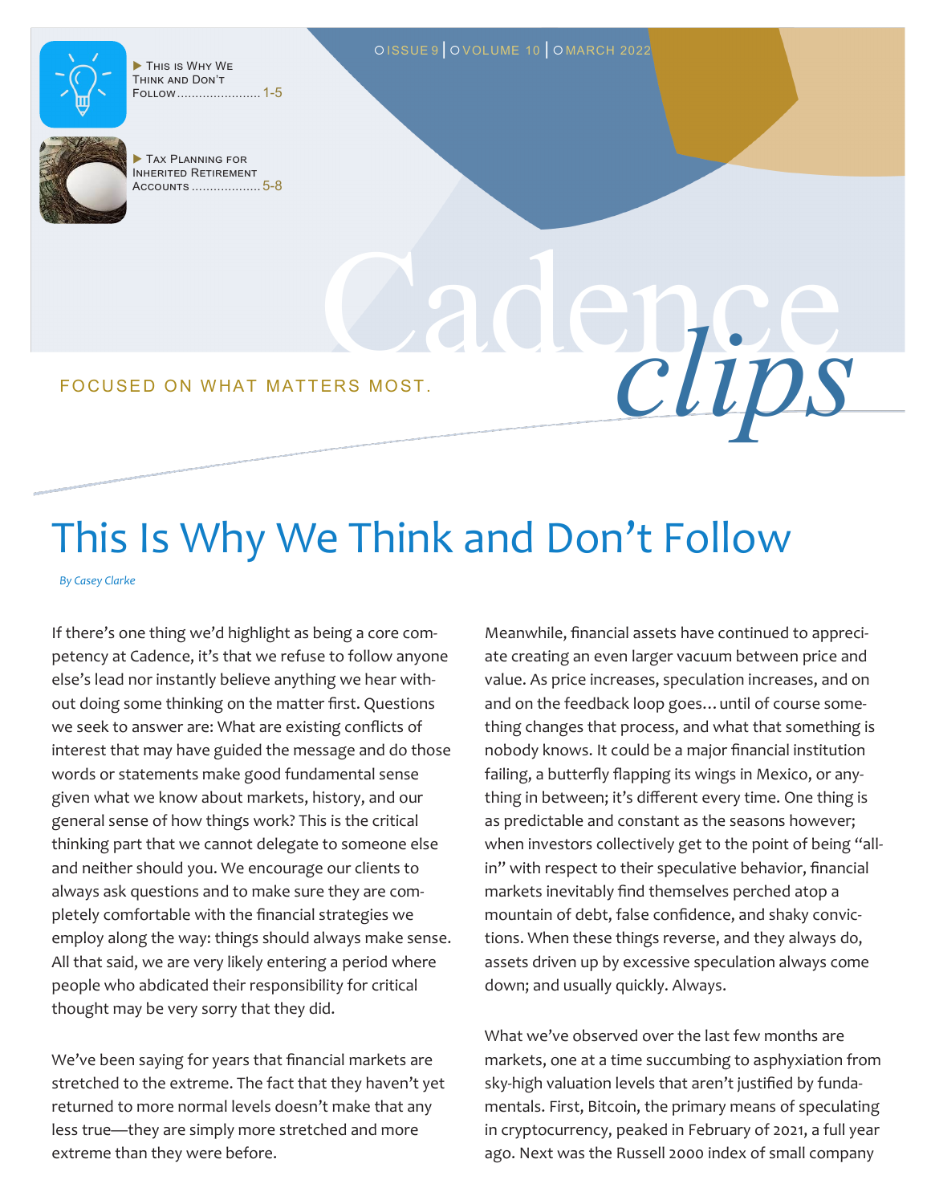ISSUE 9 | VOLUME 10 | MARCH 2022

▶ This is Why We Think and Don't Follow ...................... 1-5

▶ Tax Planning for Inherited Retirement Accounts .................. 5-8

# Cadence *clips*

FOCUSED ON WHAT MATTERS MOST.

## This Is Why We Think and Don't Follow

*By Casey Clarke*

If there's one thing we'd highlight as being a core competency at Cadence, it's that we refuse to follow anyone else's lead nor instantly believe anything we hear without doing some thinking on the matter first. Questions we seek to answer are: What are existing conflicts of interest that may have guided the message and do those words or statements make good fundamental sense given what we know about markets, history, and our general sense of how things work? This is the critical thinking part that we cannot delegate to someone else and neither should you. We encourage our clients to always ask questions and to make sure they are completely comfortable with the financial strategies we employ along the way: things should always make sense. All that said, we are very likely entering a period where people who abdicated their responsibility for critical thought may be very sorry that they did.

We've been saying for years that financial markets are stretched to the extreme. The fact that they haven't yet returned to more normal levels doesn't make that any less true—they are simply more stretched and more extreme than they were before.

Meanwhile, financial assets have continued to appreciate creating an even larger vacuum between price and value. As price increases, speculation increases, and on and on the feedback loop goes… until of course something changes that process, and what that something is nobody knows. It could be a major financial institution failing, a butterfly flapping its wings in Mexico, or anything in between; it's different every time. One thing is as predictable and constant as the seasons however; when investors collectively get to the point of being "all-in" with respect to their speculative behavior, financial markets inevitably find themselves perched atop a mountain of debt, false confidence, and shaky convictions. When these things reverse, and they always do, assets driven up by excessive speculation always come down; and usually quickly. Always.

What we've observed over the last few months are markets, one at a time succumbing to asphyxiation from sky-high valuation levels that aren't justified by fundamentals. First, Bitcoin, the primary means of speculating in cryptocurrency, peaked in February of 2021, a full year ago. Next was the Russell 2000 index of small company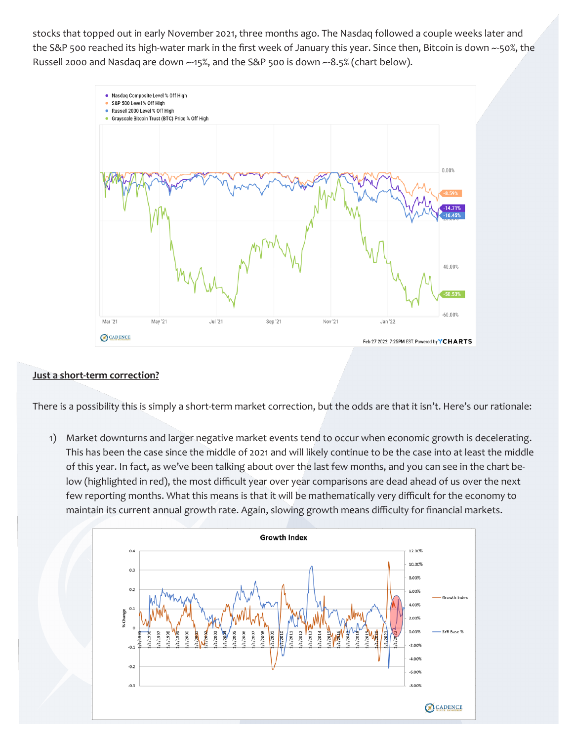stocks that topped out in early November 2021, three months ago. The Nasdaq followed a couple weeks later and the S&P 500 reached its high-water mark in the first week of January this year. Since then, Bitcoin is down ~-50%, the Russell 2000 and Nasdaq are down ~-15%, and the S&P 500 is down ~-8.5% (chart below).

## Just a short-term correction?

There is a possibility this is simply a short-term market correction, but the odds are that it isn't. Here's our rationale:

1) Market downturns and larger negative market events tend to occur when economic growth is decelerating. This has been the case since the middle of 2021 and will likely continue to be the case into at least the middle of this year. In fact, as we've been talking about over the last few months, and you can see in the chart below (highlighted in red), the most difficult year over year comparisons are dead ahead of us over the next few reporting months. What this means is that it will be mathematically very difficult for the economy to maintain its current annual growth rate. Again, slowing growth means difficulty for financial markets.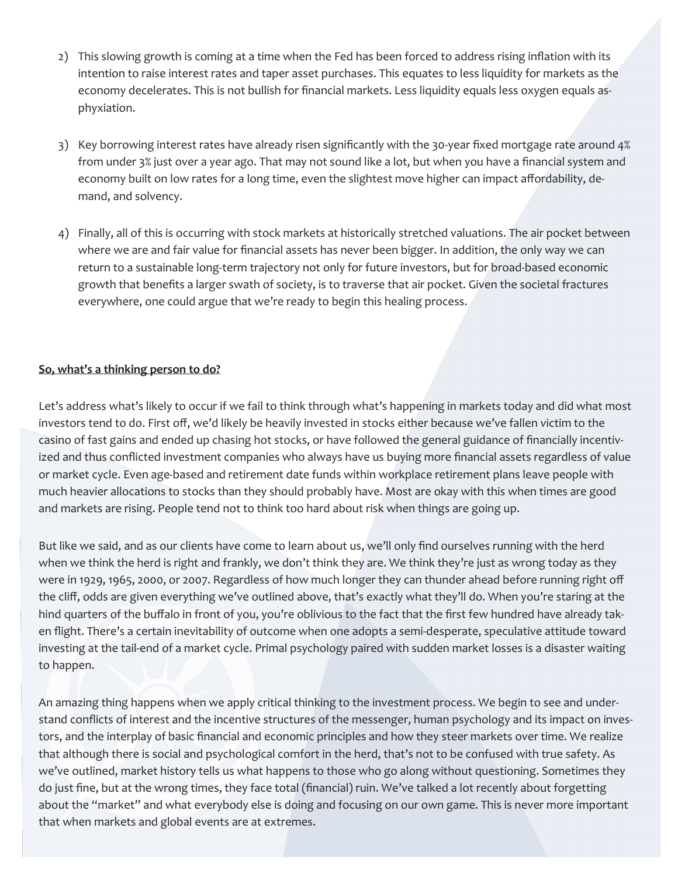2) This slowing growth is coming at a time when the Fed has been forced to address rising inflation with its intention to raise interest rates and taper asset purchases. This equates to less liquidity for markets as the economy decelerates. This is not bullish for financial markets. Less liquidity equals less oxygen equals asphyxiation.

3) Key borrowing interest rates have already risen significantly with the 30-year fixed mortgage rate around 4% from under 3% just over a year ago. That may not sound like a lot, but when you have a financial system and economy built on low rates for a long time, even the slightest move higher can impact affordability, demand, and solvency.

4) Finally, all of this is occurring with stock markets at historically stretched valuations. The air pocket between where we are and fair value for financial assets has never been bigger. In addition, the only way we can return to a sustainable long-term trajectory not only for future investors, but for broad-based economic growth that benefits a larger swath of society, is to traverse that air pocket. Given the societal fractures everywhere, one could argue that we're ready to begin this healing process.

**So, what's a thinking person to do?**

Let's address what's likely to occur if we fail to think through what's happening in markets today and did what most investors tend to do. First off, we'd likely be heavily invested in stocks either because we've fallen victim to the casino of fast gains and ended up chasing hot stocks, or have followed the general guidance of financially incentivized and thus conflicted investment companies who always have us buying more financial assets regardless of value or market cycle. Even age-based and retirement date funds within workplace retirement plans leave people with much heavier allocations to stocks than they should probably have. Most are okay with this when times are good and markets are rising. People tend not to think too hard about risk when things are going up.

But like we said, and as our clients have come to learn about us, we'll only find ourselves running with the herd when we think the herd is right and frankly, we don't think they are. We think they're just as wrong today as they were in 1929, 1965, 2000, or 2007. Regardless of how much longer they can thunder ahead before running right off the cliff, odds are given everything we've outlined above, that's exactly what they'll do. When you're staring at the hind quarters of the buffalo in front of you, you're oblivious to the fact that the first few hundred have already taken flight. There's a certain inevitability of outcome when one adopts a semi-desperate, speculative attitude toward investing at the tail-end of a market cycle. Primal psychology paired with sudden market losses is a disaster waiting to happen.

An amazing thing happens when we apply critical thinking to the investment process. We begin to see and understand conflicts of interest and the incentive structures of the messenger, human psychology and its impact on investors, and the interplay of basic financial and economic principles and how they steer markets over time. We realize that although there is social and psychological comfort in the herd, that's not to be confused with true safety. As we've outlined, market history tells us what happens to those who go along without questioning. Sometimes they do just fine, but at the wrong times, they face total (financial) ruin. We've talked a lot recently about forgetting about the "market" and what everybody else is doing and focusing on our own game. This is never more important that when markets and global events are at extremes.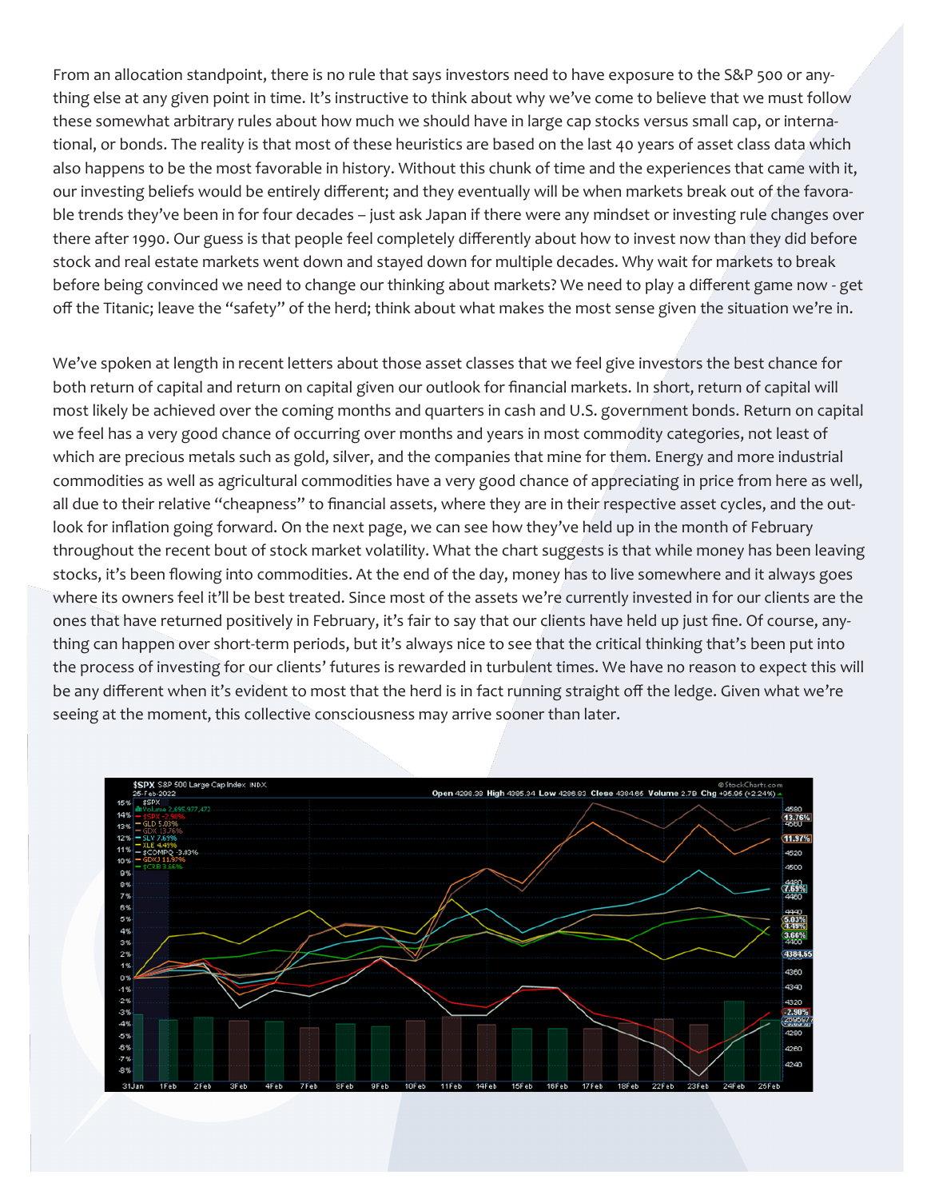From an allocation standpoint, there is no rule that says investors need to have exposure to the S&P 500 or anything else at any given point in time. It's instructive to think about why we've come to believe that we must follow these somewhat arbitrary rules about how much we should have in large cap stocks versus small cap, or international, or bonds. The reality is that most of these heuristics are based on the last 40 years of asset class data which also happens to be the most favorable in history. Without this chunk of time and the experiences that came with it, our investing beliefs would be entirely different; and they eventually will be when markets break out of the favorable trends they've been in for four decades – just ask Japan if there were any mindset or investing rule changes over there after 1990. Our guess is that people feel completely differently about how to invest now than they did before stock and real estate markets went down and stayed down for multiple decades. Why wait for markets to break before being convinced we need to change our thinking about markets? We need to play a different game now - get off the Titanic; leave the "safety" of the herd; think about what makes the most sense given the situation we're in.

We've spoken at length in recent letters about those asset classes that we feel give investors the best chance for both return of capital and return on capital given our outlook for financial markets. In short, return of capital will most likely be achieved over the coming months and quarters in cash and U.S. government bonds. Return on capital we feel has a very good chance of occurring over months and years in most commodity categories, not least of which are precious metals such as gold, silver, and the companies that mine for them. Energy and more industrial commodities as well as agricultural commodities have a very good chance of appreciating in price from here as well, all due to their relative "cheapness" to financial assets, where they are in their respective asset cycles, and the outlook for inflation going forward. On the next page, we can see how they've held up in the month of February throughout the recent bout of stock market volatility. What the chart suggests is that while money has been leaving stocks, it's been flowing into commodities. At the end of the day, money has to live somewhere and it always goes where its owners feel it'll be best treated. Since most of the assets we're currently invested in for our clients are the ones that have returned positively in February, it's fair to say that our clients have held up just fine. Of course, anything can happen over short-term periods, but it's always nice to see that the critical thinking that's been put into the process of investing for our clients' futures is rewarded in turbulent times. We have no reason to expect this will be any different when it's evident to most that the herd is in fact running straight off the ledge. Given what we're seeing at the moment, this collective consciousness may arrive sooner than later.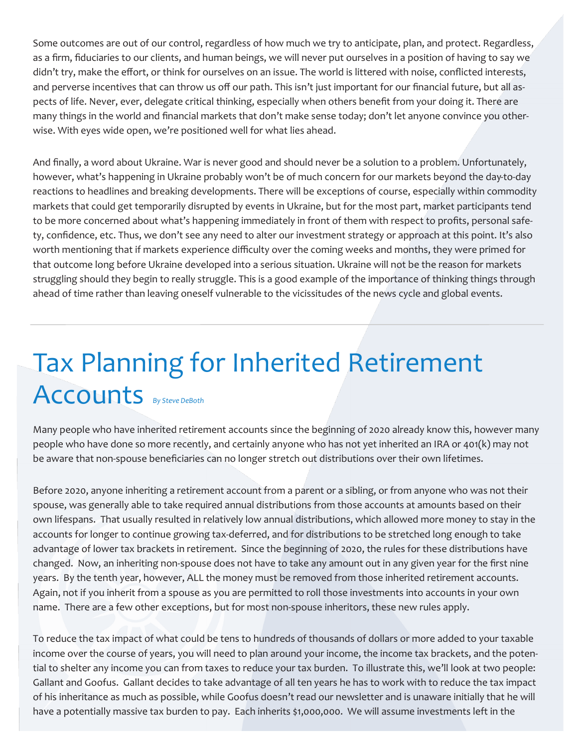Some outcomes are out of our control, regardless of how much we try to anticipate, plan, and protect. Regardless, as a firm, fiduciaries to our clients, and human beings, we will never put ourselves in a position of having to say we didn't try, make the effort, or think for ourselves on an issue. The world is littered with noise, conflicted interests, and perverse incentives that can throw us off our path. This isn't just important for our financial future, but all aspects of life. Never, ever, delegate critical thinking, especially when others benefit from your doing it. There are many things in the world and financial markets that don't make sense today; don't let anyone convince you otherwise. With eyes wide open, we're positioned well for what lies ahead.

And finally, a word about Ukraine. War is never good and should never be a solution to a problem. Unfortunately, however, what's happening in Ukraine probably won't be of much concern for our markets beyond the day-to-day reactions to headlines and breaking developments. There will be exceptions of course, especially within commodity markets that could get temporarily disrupted by events in Ukraine, but for the most part, market participants tend to be more concerned about what's happening immediately in front of them with respect to profits, personal safety, confidence, etc. Thus, we don't see any need to alter our investment strategy or approach at this point. It's also worth mentioning that if markets experience difficulty over the coming weeks and months, they were primed for that outcome long before Ukraine developed into a serious situation. Ukraine will not be the reason for markets struggling should they begin to really struggle. This is a good example of the importance of thinking things through ahead of time rather than leaving oneself vulnerable to the vicissitudes of the news cycle and global events.

---

# Tax Planning for Inherited Retirement Accounts

*By Steve DeBoth*

Many people who have inherited retirement accounts since the beginning of 2020 already know this, however many people who have done so more recently, and certainly anyone who has not yet inherited an IRA or 401(k) may not be aware that non-spouse beneficiaries can no longer stretch out distributions over their own lifetimes.

Before 2020, anyone inheriting a retirement account from a parent or a sibling, or from anyone who was not their spouse, was generally able to take required annual distributions from those accounts at amounts based on their own lifespans. That usually resulted in relatively low annual distributions, which allowed more money to stay in the accounts for longer to continue growing tax-deferred, and for distributions to be stretched long enough to take advantage of lower tax brackets in retirement. Since the beginning of 2020, the rules for these distributions have changed. Now, an inheriting non-spouse does not have to take any amount out in any given year for the first nine years. By the tenth year, however, ALL the money must be removed from those inherited retirement accounts. Again, not if you inherit from a spouse as you are permitted to roll those investments into accounts in your own name. There are a few other exceptions, but for most non-spouse inheritors, these new rules apply.

To reduce the tax impact of what could be tens to hundreds of thousands of dollars or more added to your taxable income over the course of years, you will need to plan around your income, the income tax brackets, and the potential to shelter any income you can from taxes to reduce your tax burden. To illustrate this, we'll look at two people: Gallant and Goofus. Gallant decides to take advantage of all ten years he has to work with to reduce the tax impact of his inheritance as much as possible, while Goofus doesn't read our newsletter and is unaware initially that he will have a potentially massive tax burden to pay. Each inherits $1,000,000. We will assume investments left in the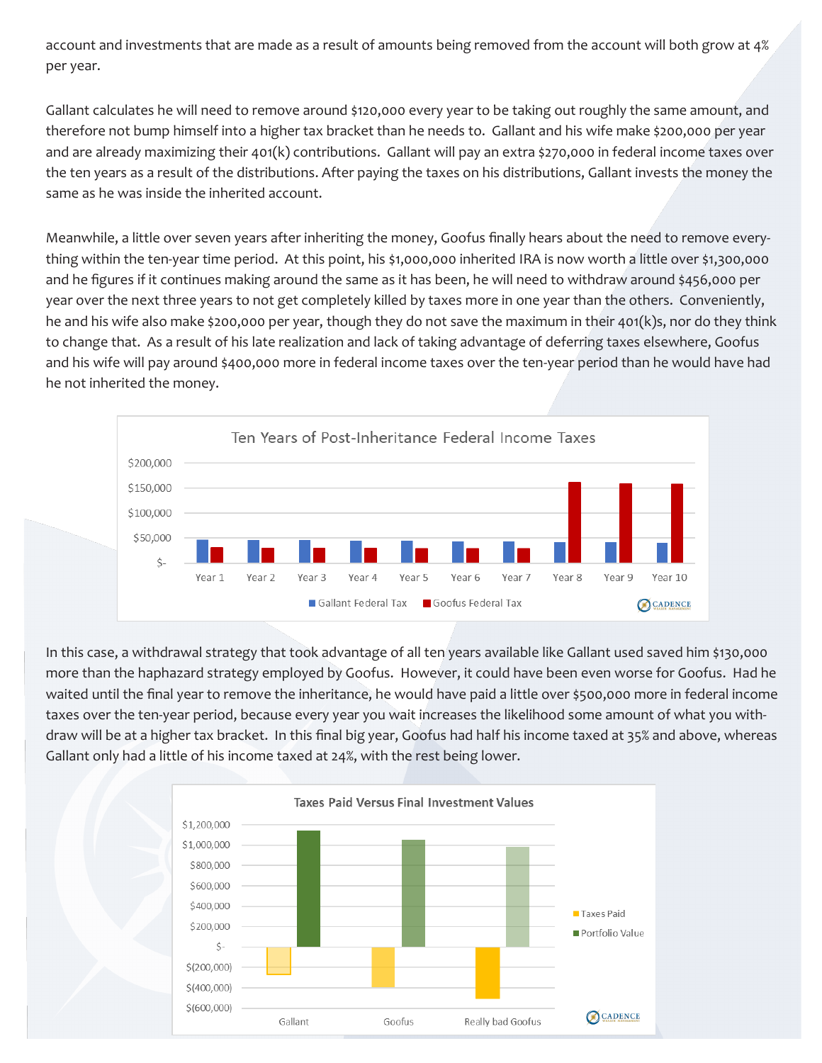account and investments that are made as a result of amounts being removed from the account will both grow at 4% per year.

Gallant calculates he will need to remove around $120,000 every year to be taking out roughly the same amount, and therefore not bump himself into a higher tax bracket than he needs to. Gallant and his wife make $200,000 per year and are already maximizing their 401(k) contributions. Gallant will pay an extra $270,000 in federal income taxes over the ten years as a result of the distributions. After paying the taxes on his distributions, Gallant invests the money the same as he was inside the inherited account.

Meanwhile, a little over seven years after inheriting the money, Goofus finally hears about the need to remove everything within the ten-year time period. At this point, his $1,000,000 inherited IRA is now worth a little over $1,300,000 and he figures if it continues making around the same as it has been, he will need to withdraw around $456,000 per year over the next three years to not get completely killed by taxes more in one year than the others. Conveniently, he and his wife also make $200,000 per year, though they do not save the maximum in their 401(k)s, nor do they think to change that. As a result of his late realization and lack of taking advantage of deferring taxes elsewhere, Goofus and his wife will pay around $400,000 more in federal income taxes over the ten-year period than he would have had he not inherited the money.

In this case, a withdrawal strategy that took advantage of all ten years available like Gallant used saved him $130,000 more than the haphazard strategy employed by Goofus. However, it could have been even worse for Goofus. Had he waited until the final year to remove the inheritance, he would have paid a little over $500,000 more in federal income taxes over the ten-year period, because every year you wait increases the likelihood some amount of what you withdraw will be at a higher tax bracket. In this final big year, Goofus had half his income taxed at 35% and above, whereas Gallant only had a little of his income taxed at 24%, with the rest being lower.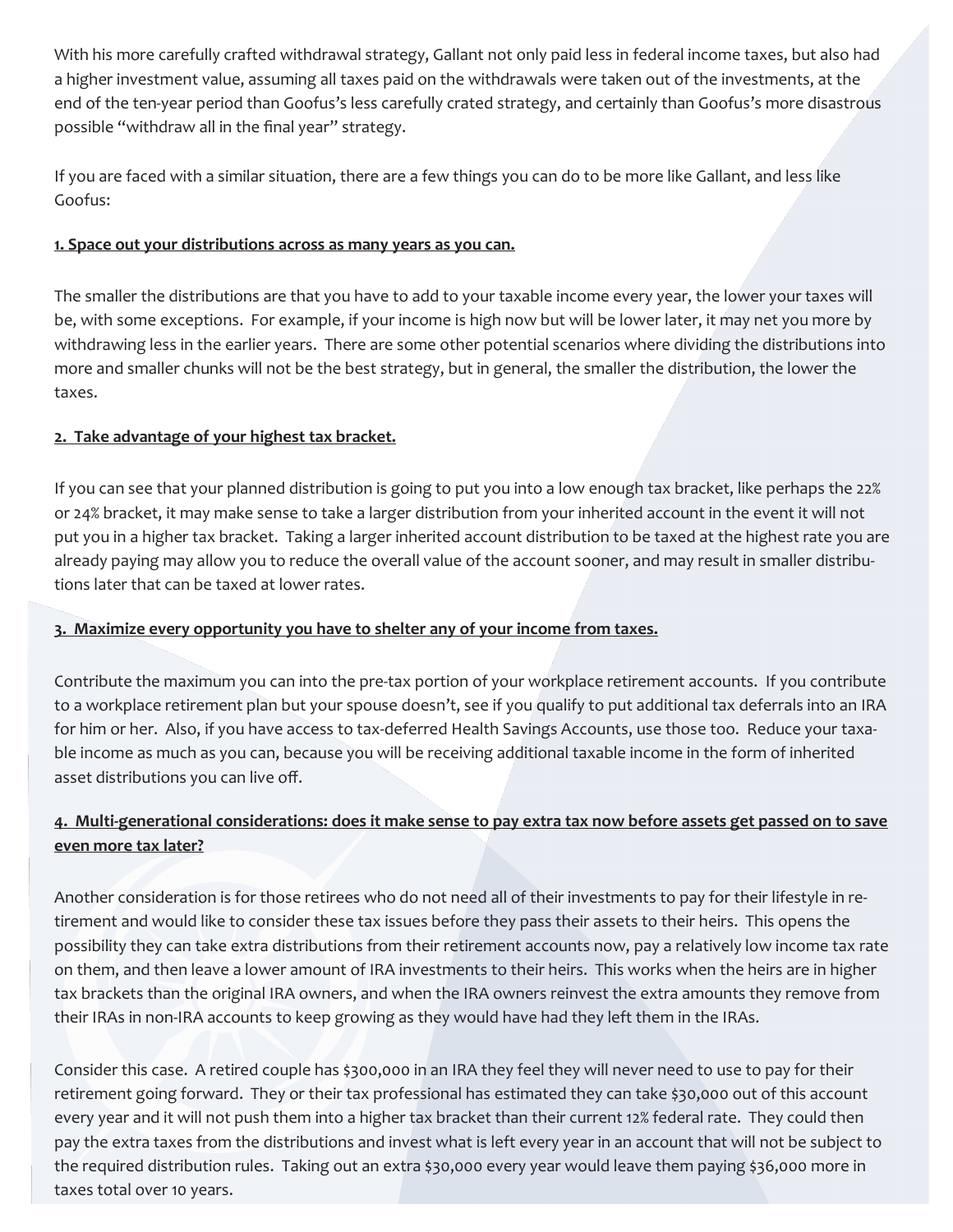With his more carefully crafted withdrawal strategy, Gallant not only paid less in federal income taxes, but also had a higher investment value, assuming all taxes paid on the withdrawals were taken out of the investments, at the end of the ten-year period than Goofus's less carefully crated strategy, and certainly than Goofus's more disastrous possible "withdraw all in the final year" strategy.

If you are faced with a similar situation, there are a few things you can do to be more like Gallant, and less like Goofus:

**1. Space out your distributions across as many years as you can.**

The smaller the distributions are that you have to add to your taxable income every year, the lower your taxes will be, with some exceptions. For example, if your income is high now but will be lower later, it may net you more by withdrawing less in the earlier years. There are some other potential scenarios where dividing the distributions into more and smaller chunks will not be the best strategy, but in general, the smaller the distribution, the lower the taxes.

**2. Take advantage of your highest tax bracket.**

If you can see that your planned distribution is going to put you into a low enough tax bracket, like perhaps the 22% or 24% bracket, it may make sense to take a larger distribution from your inherited account in the event it will not put you in a higher tax bracket. Taking a larger inherited account distribution to be taxed at the highest rate you are already paying may allow you to reduce the overall value of the account sooner, and may result in smaller distributions later that can be taxed at lower rates.

**3. Maximize every opportunity you have to shelter any of your income from taxes.**

Contribute the maximum you can into the pre-tax portion of your workplace retirement accounts. If you contribute to a workplace retirement plan but your spouse doesn't, see if you qualify to put additional tax deferrals into an IRA for him or her. Also, if you have access to tax-deferred Health Savings Accounts, use those too. Reduce your taxable income as much as you can, because you will be receiving additional taxable income in the form of inherited asset distributions you can live off.

**4. Multi-generational considerations: does it make sense to pay extra tax now before assets get passed on to save even more tax later?**

Another consideration is for those retirees who do not need all of their investments to pay for their lifestyle in retirement and would like to consider these tax issues before they pass their assets to their heirs. This opens the possibility they can take extra distributions from their retirement accounts now, pay a relatively low income tax rate on them, and then leave a lower amount of IRA investments to their heirs. This works when the heirs are in higher tax brackets than the original IRA owners, and when the IRA owners reinvest the extra amounts they remove from their IRAs in non-IRA accounts to keep growing as they would have had they left them in the IRAs.

Consider this case. A retired couple has $300,000 in an IRA they feel they will never need to use to pay for their retirement going forward. They or their tax professional has estimated they can take $30,000 out of this account every year and it will not push them into a higher tax bracket than their current 12% federal rate. They could then pay the extra taxes from the distributions and invest what is left every year in an account that will not be subject to the required distribution rules. Taking out an extra $30,000 every year would leave them paying $36,000 more in taxes total over 10 years.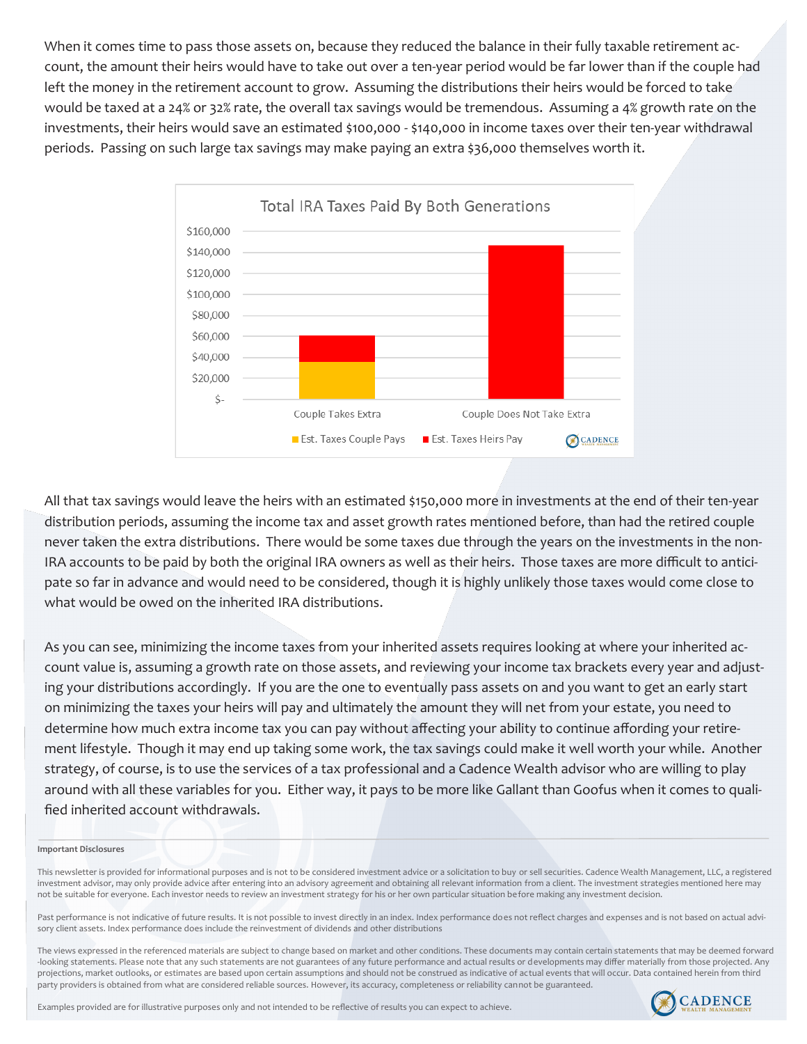When it comes time to pass those assets on, because they reduced the balance in their fully taxable retirement account, the amount their heirs would have to take out over a ten-year period would be far lower than if the couple had left the money in the retirement account to grow. Assuming the distributions their heirs would be forced to take would be taxed at a 24% or 32% rate, the overall tax savings would be tremendous. Assuming a 4% growth rate on the investments, their heirs would save an estimated $100,000 - $140,000 in income taxes over their ten-year withdrawal periods. Passing on such large tax savings may make paying an extra $36,000 themselves worth it.

Total IRA Taxes Paid By Both Generations

$160,000
$140,000
$120,000
$100,000
$80,000
$60,000
$40,000
$20,000
$-

Couple Takes Extra
Couple Does Not Take Extra

Est. Taxes Couple Pays
Est. Taxes Heirs Pay

CADENCE

All that tax savings would leave the heirs with an estimated $150,000 more in investments at the end of their ten-year distribution periods, assuming the income tax and asset growth rates mentioned before, than had the retired couple never taken the extra distributions. There would be some taxes due through the years on the investments in the non-IRA accounts to be paid by both the original IRA owners as well as their heirs. Those taxes are more difficult to anticipate so far in advance and would need to be considered, though it is highly unlikely those taxes would come close to what would be owed on the inherited IRA distributions.

As you can see, minimizing the income taxes from your inherited assets requires looking at where your inherited account value is, assuming a growth rate on those assets, and reviewing your income tax brackets every year and adjusting your distributions accordingly. If you are the one to eventually pass assets on and you want to get an early start on minimizing the taxes your heirs will pay and ultimately the amount they will net from your estate, you need to determine how much extra income tax you can pay without affecting your ability to continue affording your retirement lifestyle. Though it may end up taking some work, the tax savings could make it well worth your while. Another strategy, of course, is to use the services of a tax professional and a Cadence Wealth advisor who are willing to play around with all these variables for you. Either way, it pays to be more like Gallant than Goofus when it comes to qualified inherited account withdrawals.

**Important Disclosures**

This newsletter is provided for informational purposes and is not to be considered investment advice or a solicitation to buy or sell securities. Cadence Wealth Management, LLC, a registered investment advisor, may only provide advice after entering into an advisory agreement and obtaining all relevant information from a client. The investment strategies mentioned here may not be suitable for everyone. Each investor needs to review an investment strategy for his or her own particular situation before making any investment decision.

Past performance is not indicative of future results. It is not possible to invest directly in an index. Index performance does not reflect charges and expenses and is not based on actual advisory client assets. Index performance does include the reinvestment of dividends and other distributions

The views expressed in the referenced materials are subject to change based on market and other conditions. These documents may contain certain statements that may be deemed forward-looking statements. Please note that any such statements are not guarantees of any future performance and actual results or developments may differ materially from those projected. Any projections, market outlooks, or estimates are based upon certain assumptions and should not be construed as indicative of actual events that will occur. Data contained herein from third party providers is obtained from what are considered reliable sources. However, its accuracy, completeness or reliability cannot be guaranteed.

Examples provided are for illustrative purposes only and not intended to be reflective of results you can expect to achieve.

CADENCE WEALTH MANAGEMENT